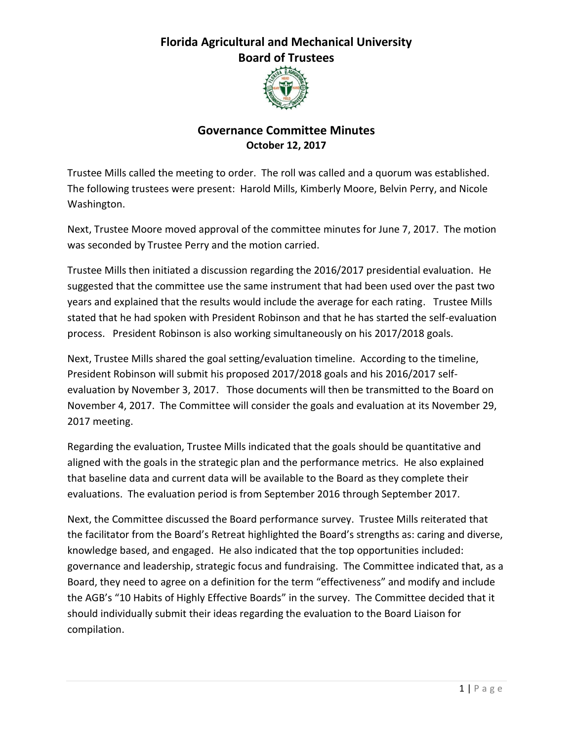# Florida Agricultural and Mechanical University
# Board of Trustees

## Governance Committee Minutes
**October 12, 2017**

Trustee Mills called the meeting to order. The roll was called and a quorum was established. The following trustees were present: Harold Mills, Kimberly Moore, Belvin Perry, and Nicole Washington.

Next, Trustee Moore moved approval of the committee minutes for June 7, 2017. The motion was seconded by Trustee Perry and the motion carried.

Trustee Mills then initiated a discussion regarding the 2016/2017 presidential evaluation. He suggested that the committee use the same instrument that had been used over the past two years and explained that the results would include the average for each rating. Trustee Mills stated that he had spoken with President Robinson and that he has started the self-evaluation process. President Robinson is also working simultaneously on his 2017/2018 goals.

Next, Trustee Mills shared the goal setting/evaluation timeline. According to the timeline, President Robinson will submit his proposed 2017/2018 goals and his 2016/2017 self-evaluation by November 3, 2017. Those documents will then be transmitted to the Board on November 4, 2017. The Committee will consider the goals and evaluation at its November 29, 2017 meeting.

Regarding the evaluation, Trustee Mills indicated that the goals should be quantitative and aligned with the goals in the strategic plan and the performance metrics. He also explained that baseline data and current data will be available to the Board as they complete their evaluations. The evaluation period is from September 2016 through September 2017.

Next, the Committee discussed the Board performance survey. Trustee Mills reiterated that the facilitator from the Board's Retreat highlighted the Board's strengths as: caring and diverse, knowledge based, and engaged. He also indicated that the top opportunities included: governance and leadership, strategic focus and fundraising. The Committee indicated that, as a Board, they need to agree on a definition for the term "effectiveness" and modify and include the AGB's "10 Habits of Highly Effective Boards" in the survey. The Committee decided that it should individually submit their ideas regarding the evaluation to the Board Liaison for compilation.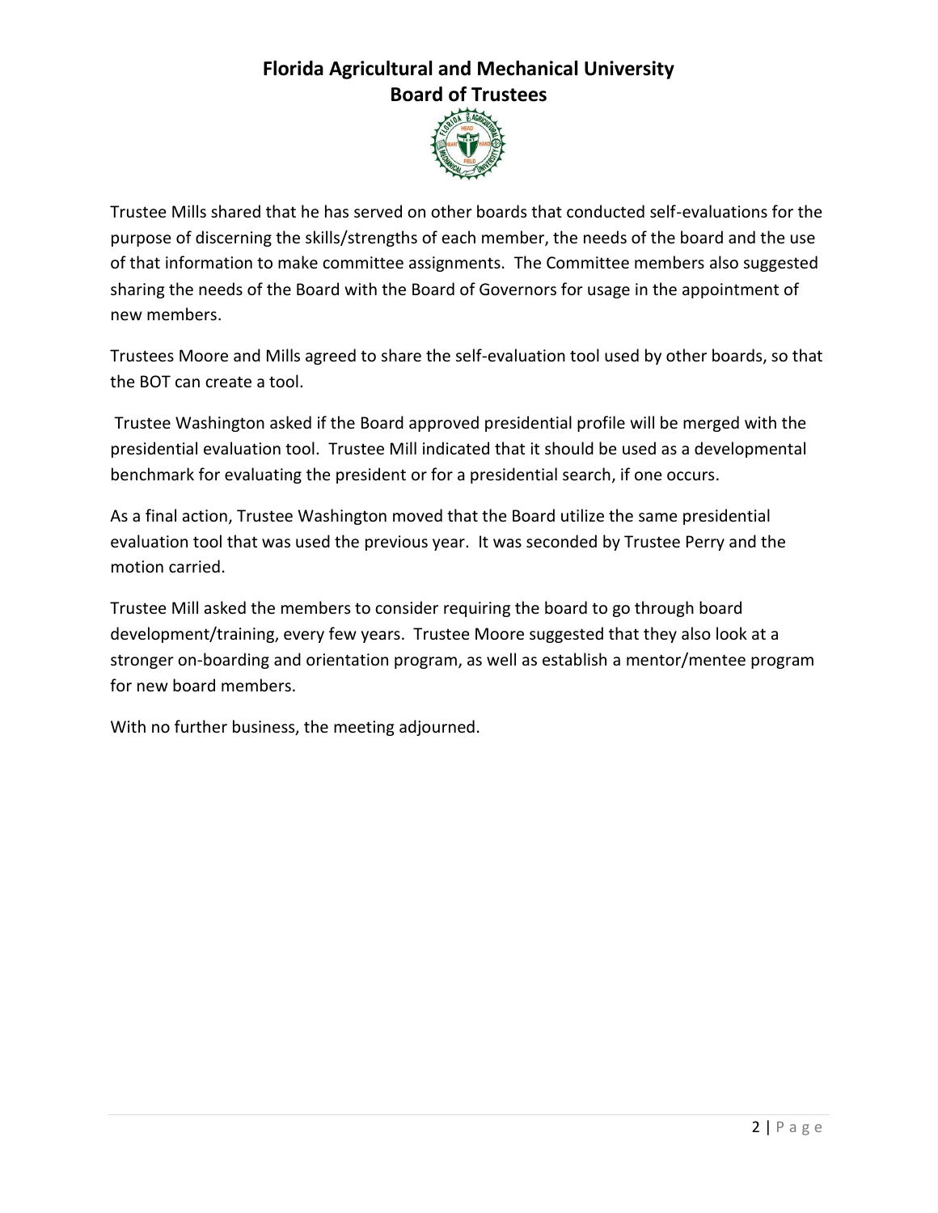Trustee Mills shared that he has served on other boards that conducted self-evaluations for the purpose of discerning the skills/strengths of each member, the needs of the board and the use of that information to make committee assignments. The Committee members also suggested sharing the needs of the Board with the Board of Governors for usage in the appointment of new members.

Trustees Moore and Mills agreed to share the self-evaluation tool used by other boards, so that the BOT can create a tool.

Trustee Washington asked if the Board approved presidential profile will be merged with the presidential evaluation tool. Trustee Mill indicated that it should be used as a developmental benchmark for evaluating the president or for a presidential search, if one occurs.

As a final action, Trustee Washington moved that the Board utilize the same presidential evaluation tool that was used the previous year. It was seconded by Trustee Perry and the motion carried.

Trustee Mill asked the members to consider requiring the board to go through board development/training, every few years. Trustee Moore suggested that they also look at a stronger on-boarding and orientation program, as well as establish a mentor/mentee program for new board members.

With no further business, the meeting adjourned.